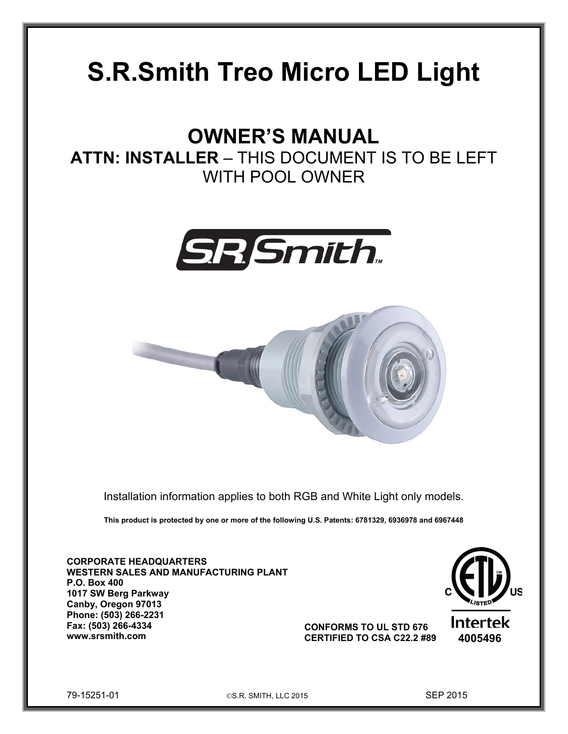# S.R.Smith Treo Micro LED Light

## OWNER'S MANUAL

**ATTN: INSTALLER** – THIS DOCUMENT IS TO BE LEFT WITH POOL OWNER

Installation information applies to both RGB and White Light only models.

**This product is protected by one or more of the following U.S. Patents: 6781329, 6936978 and 6967448**

**CORPORATE HEADQUARTERS**
**WESTERN SALES AND MANUFACTURING PLANT**
**P.O. Box 400**
**1017 SW Berg Parkway**
**Canby, Oregon 97013**
**Phone: (503) 266-2231**
**Fax: (503) 266-4334**
**www.srsmith.com**

**CONFORMS TO UL STD 676**
**CERTIFIED TO CSA C22.2 #89**

Intertek
**4005496**

79-15251-01 ©S.R. SMITH, LLC 2015 SEP 2015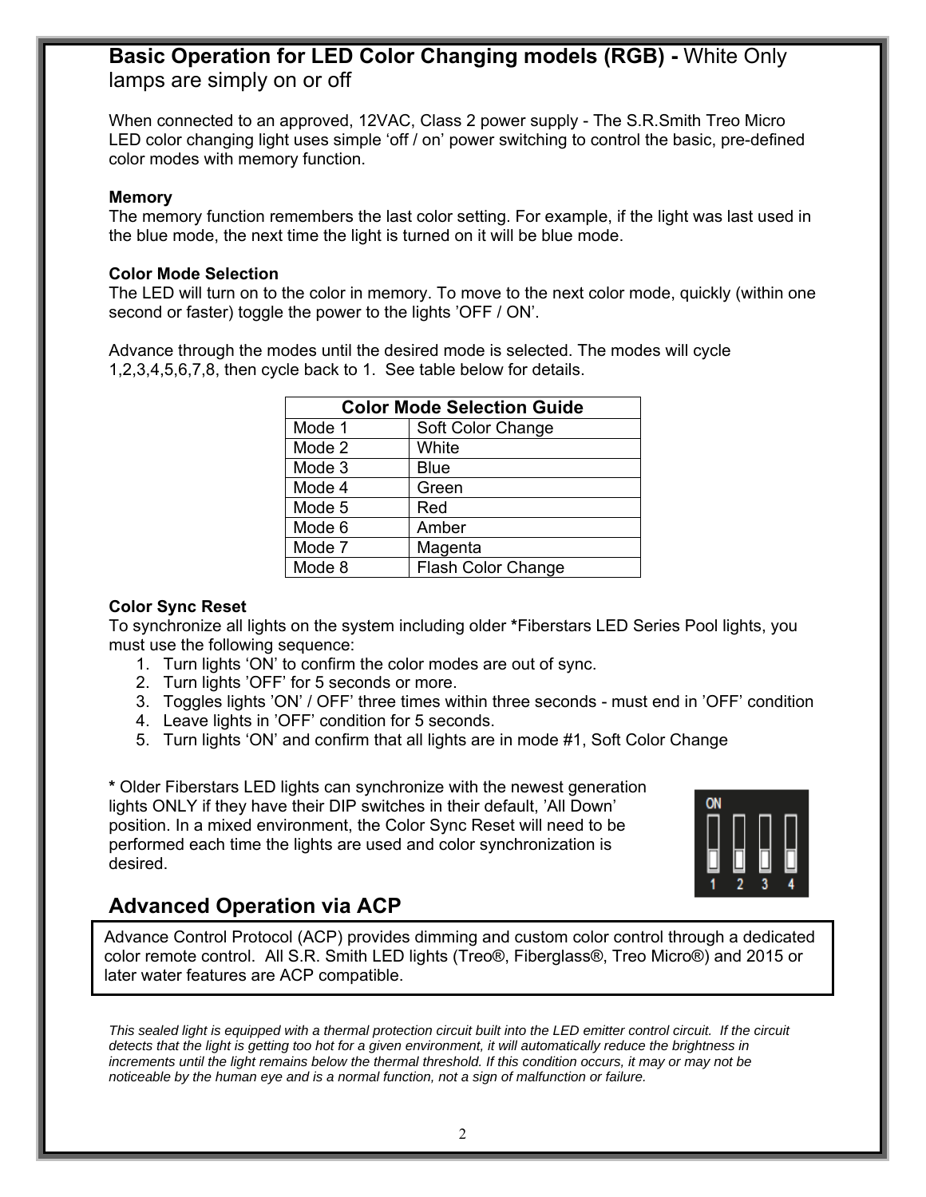## **Basic Operation for LED Color Changing models (RGB) -** White Only lamps are simply on or off

When connected to an approved, 12VAC, Class 2 power supply - The S.R.Smith Treo Micro LED color changing light uses simple 'off / on' power switching to control the basic, pre-defined color modes with memory function.

**Memory**
The memory function remembers the last color setting. For example, if the light was last used in the blue mode, the next time the light is turned on it will be blue mode.

**Color Mode Selection**
The LED will turn on to the color in memory. To move to the next color mode, quickly (within one second or faster) toggle the power to the lights 'OFF / ON'.

Advance through the modes until the desired mode is selected. The modes will cycle 1,2,3,4,5,6,7,8, then cycle back to 1. See table below for details.

| Color Mode Selection Guide | |
|---|---|
| Mode 1 | Soft Color Change |
| Mode 2 | White |
| Mode 3 | Blue |
| Mode 4 | Green |
| Mode 5 | Red |
| Mode 6 | Amber |
| Mode 7 | Magenta |
| Mode 8 | Flash Color Change |

**Color Sync Reset**
To synchronize all lights on the system including older ***Fiberstars LED Series Pool lights, you must use the following sequence:

1. Turn lights 'ON' to confirm the color modes are out of sync.
2. Turn lights 'OFF' for 5 seconds or more.
3. Toggles lights 'ON' / OFF' three times within three seconds - must end in 'OFF' condition
4. Leave lights in 'OFF' condition for 5 seconds.
5. Turn lights 'ON' and confirm that all lights are in mode #1, Soft Color Change

**\*** Older Fiberstars LED lights can synchronize with the newest generation lights ONLY if they have their DIP switches in their default, 'All Down' position. In a mixed environment, the Color Sync Reset will need to be performed each time the lights are used and color synchronization is desired.

## Advanced Operation via ACP

Advance Control Protocol (ACP) provides dimming and custom color control through a dedicated color remote control. All S.R. Smith LED lights (Treo®, Fiberglass®, Treo Micro®) and 2015 or later water features are ACP compatible.

*This sealed light is equipped with a thermal protection circuit built into the LED emitter control circuit. If the circuit detects that the light is getting too hot for a given environment, it will automatically reduce the brightness in increments until the light remains below the thermal threshold. If this condition occurs, it may or may not be noticeable by the human eye and is a normal function, not a sign of malfunction or failure.*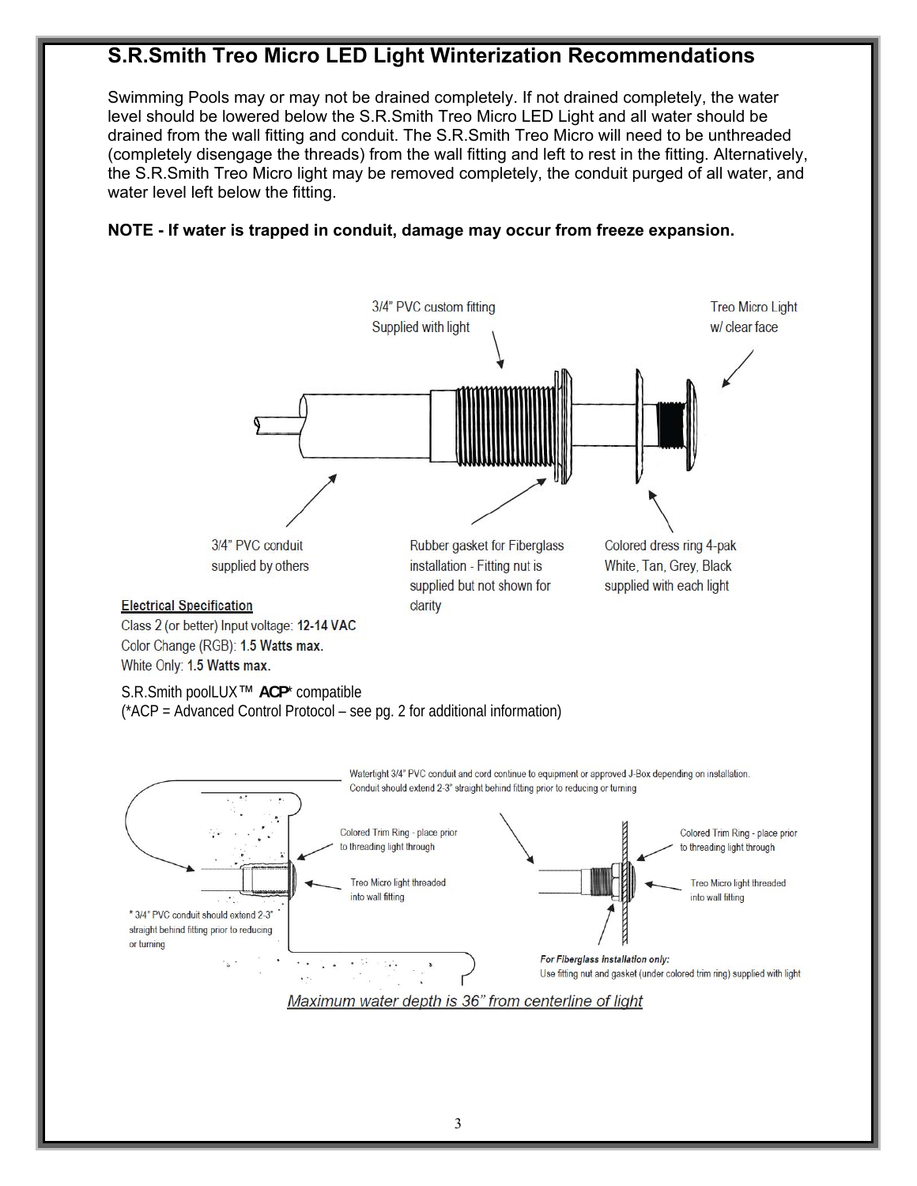## S.R.Smith Treo Micro LED Light Winterization Recommendations

Swimming Pools may or may not be drained completely. If not drained completely, the water level should be lowered below the S.R.Smith Treo Micro LED Light and all water should be drained from the wall fitting and conduit. The S.R.Smith Treo Micro will need to be unthreaded (completely disengage the threads) from the wall fitting and left to rest in the fitting. Alternatively, the S.R.Smith Treo Micro light may be removed completely, the conduit purged of all water, and water level left below the fitting.

**NOTE - If water is trapped in conduit, damage may occur from freeze expansion.**

3/4" PVC custom fitting
Supplied with light

Treo Micro Light
w/ clear face

3/4" PVC conduit
supplied by others

Rubber gasket for Fiberglass installation - Fitting nut is supplied but not shown for clarity

Colored dress ring 4-pak
White, Tan, Grey, Black
supplied with each light

**Electrical Specification**

Class 2 (or better) Input voltage: **12-14 VAC**
Color Change (RGB): **1.5 Watts max.**
White Only: **1.5 Watts max.**

S.R.Smith poolLUX™ **ACP*** compatible
(*ACP = Advanced Control Protocol – see pg. 2 for additional information)

Watertight 3/4" PVC conduit and cord continue to equipment or approved J-Box depending on installation.
Conduit should extend 2-3" straight behind fitting prior to reducing or turning

Colored Trim Ring - place prior to threading light through

Treo Micro light threaded into wall fitting

* 3/4" PVC conduit should extend 2-3" straight behind fitting prior to reducing or turning

Colored Trim Ring - place prior to threading light through

Treo Micro light threaded into wall fitting

***For Fiberglass installation only:***
Use fitting nut and gasket (under colored trim ring) supplied with light

*Maximum water depth is 36" from centerline of light*